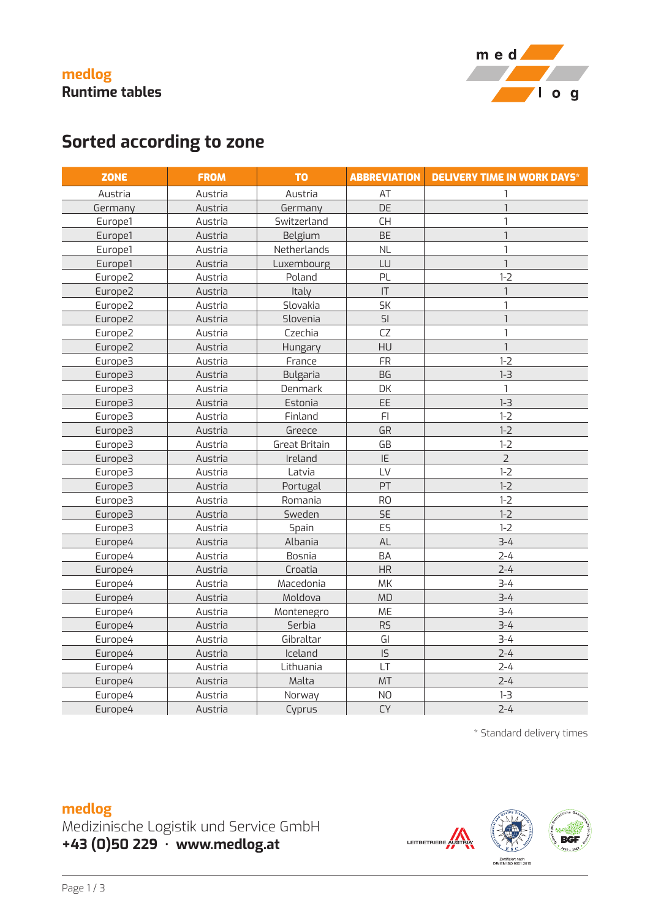**medlog**
**Runtime tables**

# Sorted according to zone

| ZONE | FROM | TO | ABBREVIATION | DELIVERY TIME IN WORK DAYS* |
|---|---|---|---|---|
| Austria | Austria | Austria | AT | 1 |
| Germany | Austria | Germany | DE | 1 |
| Europe1 | Austria | Switzerland | CH | 1 |
| Europe1 | Austria | Belgium | BE | 1 |
| Europe1 | Austria | Netherlands | NL | 1 |
| Europe1 | Austria | Luxembourg | LU | 1 |
| Europe2 | Austria | Poland | PL | 1-2 |
| Europe2 | Austria | Italy | IT | 1 |
| Europe2 | Austria | Slovakia | SK | 1 |
| Europe2 | Austria | Slovenia | SI | 1 |
| Europe2 | Austria | Czechia | CZ | 1 |
| Europe2 | Austria | Hungary | HU | 1 |
| Europe3 | Austria | France | FR | 1-2 |
| Europe3 | Austria | Bulgaria | BG | 1-3 |
| Europe3 | Austria | Denmark | DK | 1 |
| Europe3 | Austria | Estonia | EE | 1-3 |
| Europe3 | Austria | Finland | FI | 1-2 |
| Europe3 | Austria | Greece | GR | 1-2 |
| Europe3 | Austria | Great Britain | GB | 1-2 |
| Europe3 | Austria | Ireland | IE | 2 |
| Europe3 | Austria | Latvia | LV | 1-2 |
| Europe3 | Austria | Portugal | PT | 1-2 |
| Europe3 | Austria | Romania | RO | 1-2 |
| Europe3 | Austria | Sweden | SE | 1-2 |
| Europe3 | Austria | Spain | ES | 1-2 |
| Europe4 | Austria | Albania | AL | 3-4 |
| Europe4 | Austria | Bosnia | BA | 2-4 |
| Europe4 | Austria | Croatia | HR | 2-4 |
| Europe4 | Austria | Macedonia | MK | 3-4 |
| Europe4 | Austria | Moldova | MD | 3-4 |
| Europe4 | Austria | Montenegro | ME | 3-4 |
| Europe4 | Austria | Serbia | RS | 3-4 |
| Europe4 | Austria | Gibraltar | GI | 3-4 |
| Europe4 | Austria | Iceland | IS | 2-4 |
| Europe4 | Austria | Lithuania | LT | 2-4 |
| Europe4 | Austria | Malta | MT | 2-4 |
| Europe4 | Austria | Norway | NO | 1-3 |
| Europe4 | Austria | Cyprus | CY | 2-4 |

\* Standard delivery times

**medlog**
Medizinische Logistik und Service GmbH
**+43 (0)50 229 · www.medlog.at**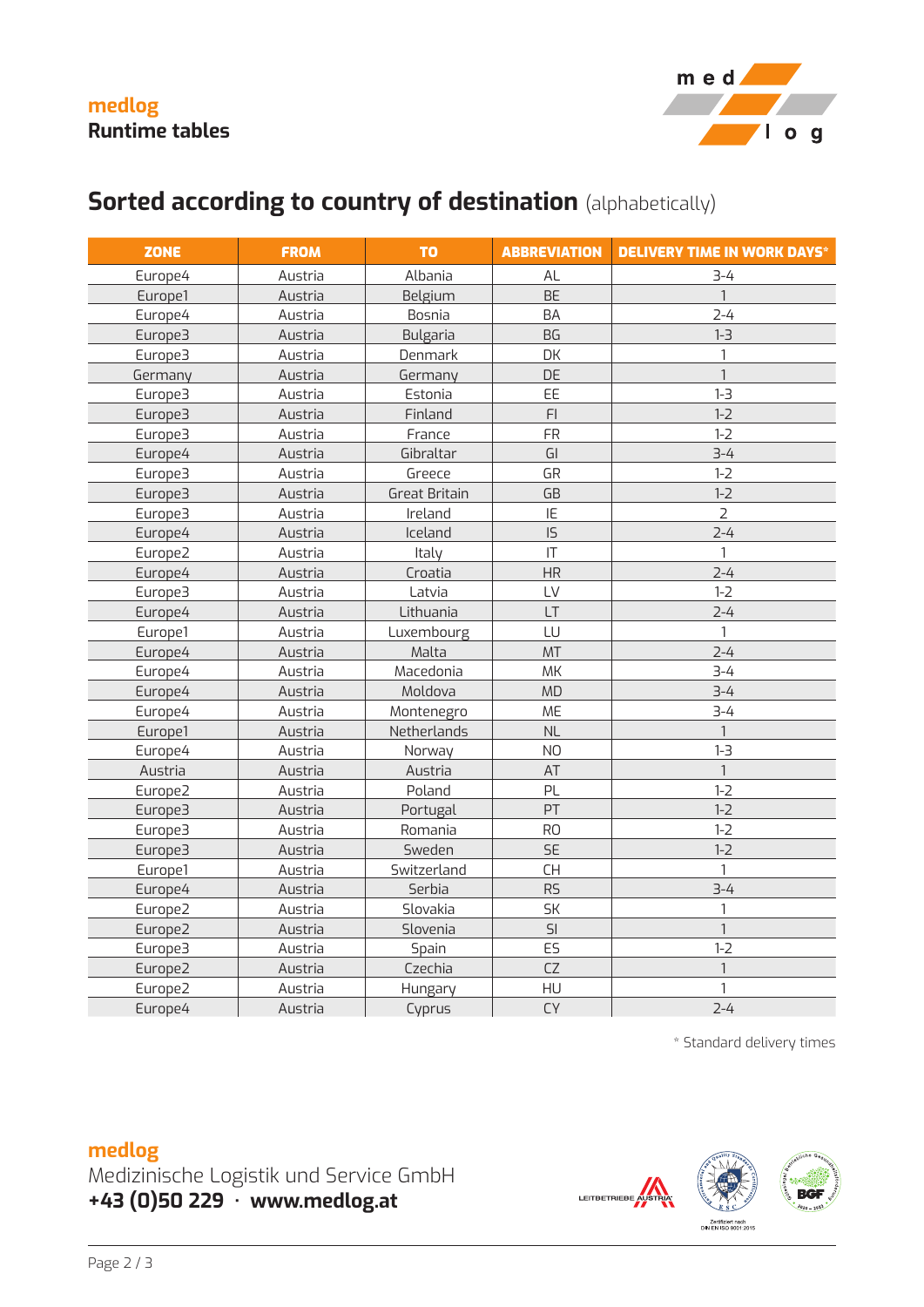**medlog**
**Runtime tables**

## Sorted according to country of destination (alphabetically)

| ZONE | FROM | TO | ABBREVIATION | DELIVERY TIME IN WORK DAYS* |
|---|---|---|---|---|
| Europe4 | Austria | Albania | AL | 3-4 |
| Europe1 | Austria | Belgium | BE | 1 |
| Europe4 | Austria | Bosnia | BA | 2-4 |
| Europe3 | Austria | Bulgaria | BG | 1-3 |
| Europe3 | Austria | Denmark | DK | 1 |
| Germany | Austria | Germany | DE | 1 |
| Europe3 | Austria | Estonia | EE | 1-3 |
| Europe3 | Austria | Finland | FI | 1-2 |
| Europe3 | Austria | France | FR | 1-2 |
| Europe4 | Austria | Gibraltar | GI | 3-4 |
| Europe3 | Austria | Greece | GR | 1-2 |
| Europe3 | Austria | Great Britain | GB | 1-2 |
| Europe3 | Austria | Ireland | IE | 2 |
| Europe4 | Austria | Iceland | IS | 2-4 |
| Europe2 | Austria | Italy | IT | 1 |
| Europe4 | Austria | Croatia | HR | 2-4 |
| Europe3 | Austria | Latvia | LV | 1-2 |
| Europe4 | Austria | Lithuania | LT | 2-4 |
| Europe1 | Austria | Luxembourg | LU | 1 |
| Europe4 | Austria | Malta | MT | 2-4 |
| Europe4 | Austria | Macedonia | MK | 3-4 |
| Europe4 | Austria | Moldova | MD | 3-4 |
| Europe4 | Austria | Montenegro | ME | 3-4 |
| Europe1 | Austria | Netherlands | NL | 1 |
| Europe4 | Austria | Norway | NO | 1-3 |
| Austria | Austria | Austria | AT | 1 |
| Europe2 | Austria | Poland | PL | 1-2 |
| Europe3 | Austria | Portugal | PT | 1-2 |
| Europe3 | Austria | Romania | RO | 1-2 |
| Europe3 | Austria | Sweden | SE | 1-2 |
| Europe1 | Austria | Switzerland | CH | 1 |
| Europe4 | Austria | Serbia | RS | 3-4 |
| Europe2 | Austria | Slovakia | SK | 1 |
| Europe2 | Austria | Slovenia | SI | 1 |
| Europe3 | Austria | Spain | ES | 1-2 |
| Europe2 | Austria | Czechia | CZ | 1 |
| Europe2 | Austria | Hungary | HU | 1 |
| Europe4 | Austria | Cyprus | CY | 2-4 |

* Standard delivery times

**medlog**
Medizinische Logistik und Service GmbH
**+43 (0)50 229 · www.medlog.at**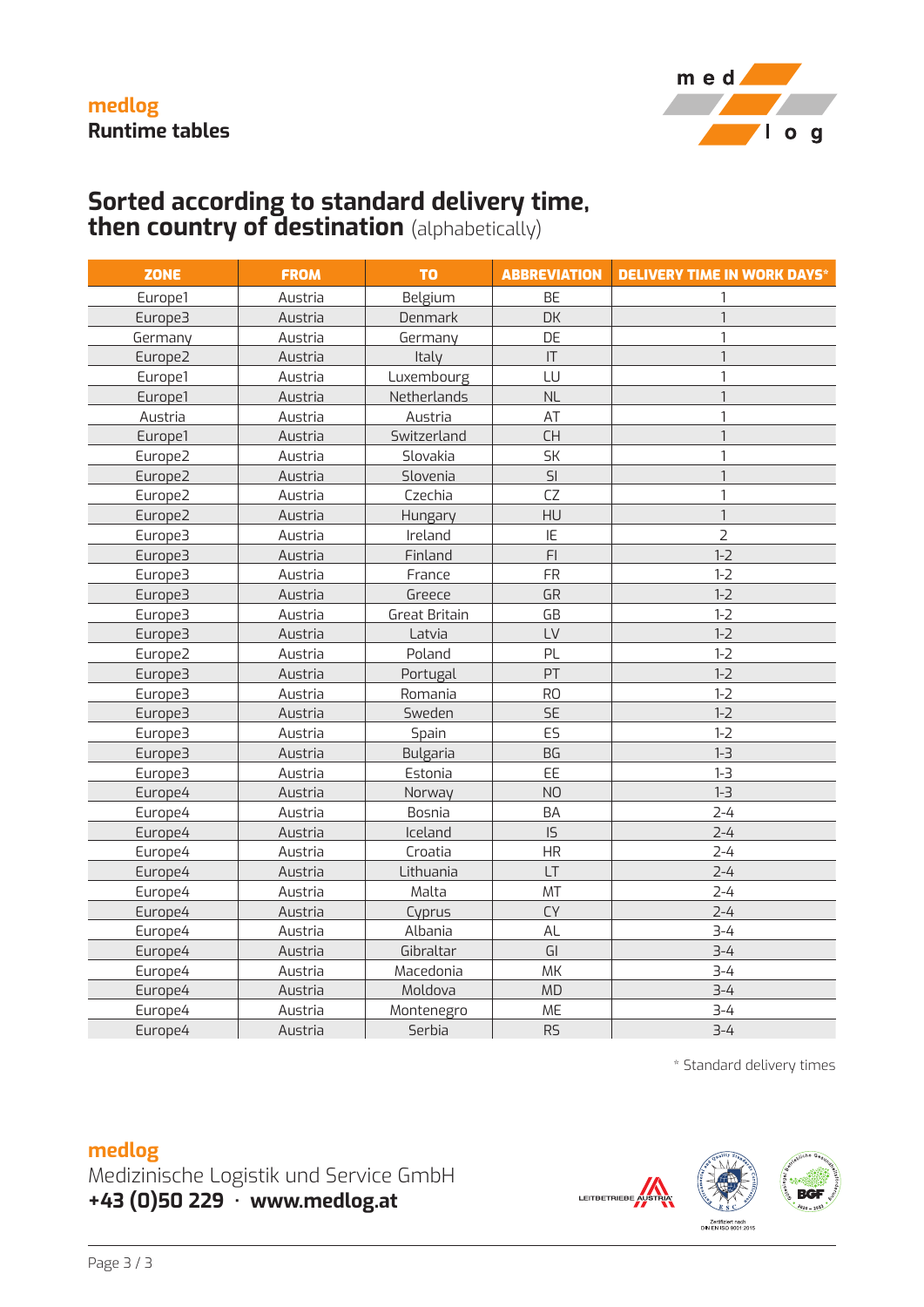**medlog**
**Runtime tables**

# Sorted according to standard delivery time, then country of destination (alphabetically)

| ZONE | FROM | TO | ABBREVIATION | DELIVERY TIME IN WORK DAYS* |
|---|---|---|---|---|
| Europe1 | Austria | Belgium | BE | 1 |
| Europe3 | Austria | Denmark | DK | 1 |
| Germany | Austria | Germany | DE | 1 |
| Europe2 | Austria | Italy | IT | 1 |
| Europe1 | Austria | Luxembourg | LU | 1 |
| Europe1 | Austria | Netherlands | NL | 1 |
| Austria | Austria | Austria | AT | 1 |
| Europe1 | Austria | Switzerland | CH | 1 |
| Europe2 | Austria | Slovakia | SK | 1 |
| Europe2 | Austria | Slovenia | SI | 1 |
| Europe2 | Austria | Czechia | CZ | 1 |
| Europe2 | Austria | Hungary | HU | 1 |
| Europe3 | Austria | Ireland | IE | 2 |
| Europe3 | Austria | Finland | FI | 1-2 |
| Europe3 | Austria | France | FR | 1-2 |
| Europe3 | Austria | Greece | GR | 1-2 |
| Europe3 | Austria | Great Britain | GB | 1-2 |
| Europe3 | Austria | Latvia | LV | 1-2 |
| Europe2 | Austria | Poland | PL | 1-2 |
| Europe3 | Austria | Portugal | PT | 1-2 |
| Europe3 | Austria | Romania | RO | 1-2 |
| Europe3 | Austria | Sweden | SE | 1-2 |
| Europe3 | Austria | Spain | ES | 1-2 |
| Europe3 | Austria | Bulgaria | BG | 1-3 |
| Europe3 | Austria | Estonia | EE | 1-3 |
| Europe4 | Austria | Norway | NO | 1-3 |
| Europe4 | Austria | Bosnia | BA | 2-4 |
| Europe4 | Austria | Iceland | IS | 2-4 |
| Europe4 | Austria | Croatia | HR | 2-4 |
| Europe4 | Austria | Lithuania | LT | 2-4 |
| Europe4 | Austria | Malta | MT | 2-4 |
| Europe4 | Austria | Cyprus | CY | 2-4 |
| Europe4 | Austria | Albania | AL | 3-4 |
| Europe4 | Austria | Gibraltar | GI | 3-4 |
| Europe4 | Austria | Macedonia | MK | 3-4 |
| Europe4 | Austria | Moldova | MD | 3-4 |
| Europe4 | Austria | Montenegro | ME | 3-4 |
| Europe4 | Austria | Serbia | RS | 3-4 |

* Standard delivery times

**medlog**
Medizinische Logistik und Service GmbH
**+43 (0)50 229 · www.medlog.at**

LEITBETRIEBE AUSTRIA

Zertifiziert nach DIN EN ISO 9001:2015